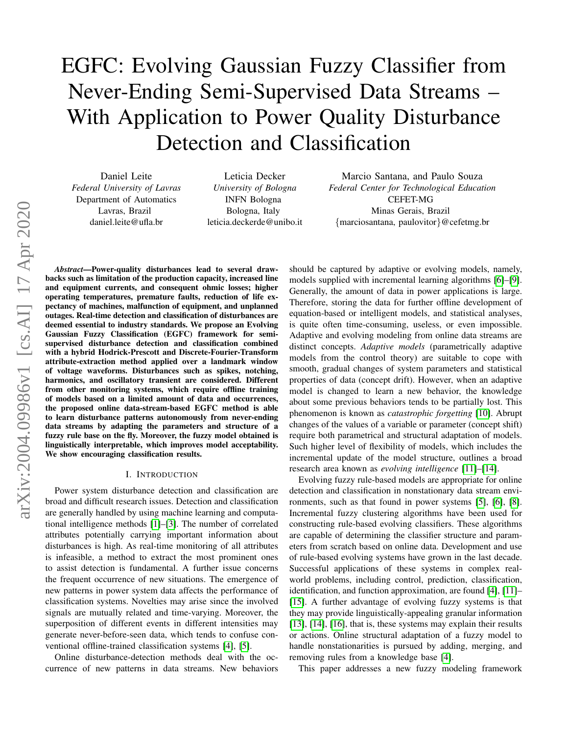# EGFC: Evolving Gaussian Fuzzy Classifier from Never-Ending Semi-Supervised Data Streams – With Application to Power Quality Disturbance Detection and Classification

Daniel Leite
*Federal University of Lavras*
Department of Automatics
Lavras, Brazil
daniel.leite@ufla.br

Leticia Decker
*University of Bologna*
INFN Bologna
Bologna, Italy
leticia.deckerde@unibo.it

Marcio Santana, and Paulo Souza
*Federal Center for Technological Education*
CEFET-MG
Minas Gerais, Brazil
{marciosantana, paulovitor}@cefetmg.br

***Abstract*—Power-quality disturbances lead to several drawbacks such as limitation of the production capacity, increased line and equipment currents, and consequent ohmic losses; higher operating temperatures, premature faults, reduction of life expectancy of machines, malfunction of equipment, and unplanned outages. Real-time detection and classification of disturbances are deemed essential to industry standards. We propose an Evolving Gaussian Fuzzy Classification (EGFC) framework for semi-supervised disturbance detection and classification combined with a hybrid Hodrick-Prescott and Discrete-Fourier-Transform attribute-extraction method applied over a landmark window of voltage waveforms. Disturbances such as spikes, notching, harmonics, and oscillatory transient are considered. Different from other monitoring systems, which require offline training of models based on a limited amount of data and occurrences, the proposed online data-stream-based EGFC method is able to learn disturbance patterns autonomously from never-ending data streams by adapting the parameters and structure of a fuzzy rule base on the fly. Moreover, the fuzzy model obtained is linguistically interpretable, which improves model acceptability. We show encouraging classification results.**

## I. Introduction

Power system disturbance detection and classification are broad and difficult research issues. Detection and classification are generally handled by using machine learning and computational intelligence methods [1]–[3]. The number of correlated attributes potentially carrying important information about disturbances is high. As real-time monitoring of all attributes is infeasible, a method to extract the most prominent ones to assist detection is fundamental. A further issue concerns the frequent occurrence of new situations. The emergence of new patterns in power system data affects the performance of classification systems. Novelties may arise since the involved signals are mutually related and time-varying. Moreover, the superposition of different events in different intensities may generate never-before-seen data, which tends to confuse conventional offline-trained classification systems [4], [5].

Online disturbance-detection methods deal with the occurrence of new patterns in data streams. New behaviors should be captured by adaptive or evolving models, namely, models supplied with incremental learning algorithms [6]–[9]. Generally, the amount of data in power applications is large. Therefore, storing the data for further offline development of equation-based or intelligent models, and statistical analyses, is quite often time-consuming, useless, or even impossible. Adaptive and evolving modeling from online data streams are distinct concepts. *Adaptive models* (parametrically adaptive models from the control theory) are suitable to cope with smooth, gradual changes of system parameters and statistical properties of data (concept drift). However, when an adaptive model is changed to learn a new behavior, the knowledge about some previous behaviors tends to be partially lost. This phenomenon is known as *catastrophic forgetting* [10]. Abrupt changes of the values of a variable or parameter (concept shift) require both parametrical and structural adaptation of models. Such higher level of flexibility of models, which includes the incremental update of the model structure, outlines a broad research area known as *evolving intelligence* [11]–[14].

Evolving fuzzy rule-based models are appropriate for online detection and classification in nonstationary data stream environments, such as that found in power systems [5], [6], [8]. Incremental fuzzy clustering algorithms have been used for constructing rule-based evolving classifiers. These algorithms are capable of determining the classifier structure and parameters from scratch based on online data. Development and use of rule-based evolving systems have grown in the last decade. Successful applications of these systems in complex real-world problems, including control, prediction, classification, identification, and function approximation, are found [4], [11]–[15]. A further advantage of evolving fuzzy systems is that they may provide linguistically-appealing granular information [13], [14], [16], that is, these systems may explain their results or actions. Online structural adaptation of a fuzzy model to handle nonstationarities is pursued by adding, merging, and removing rules from a knowledge base [4].

This paper addresses a new fuzzy modeling framework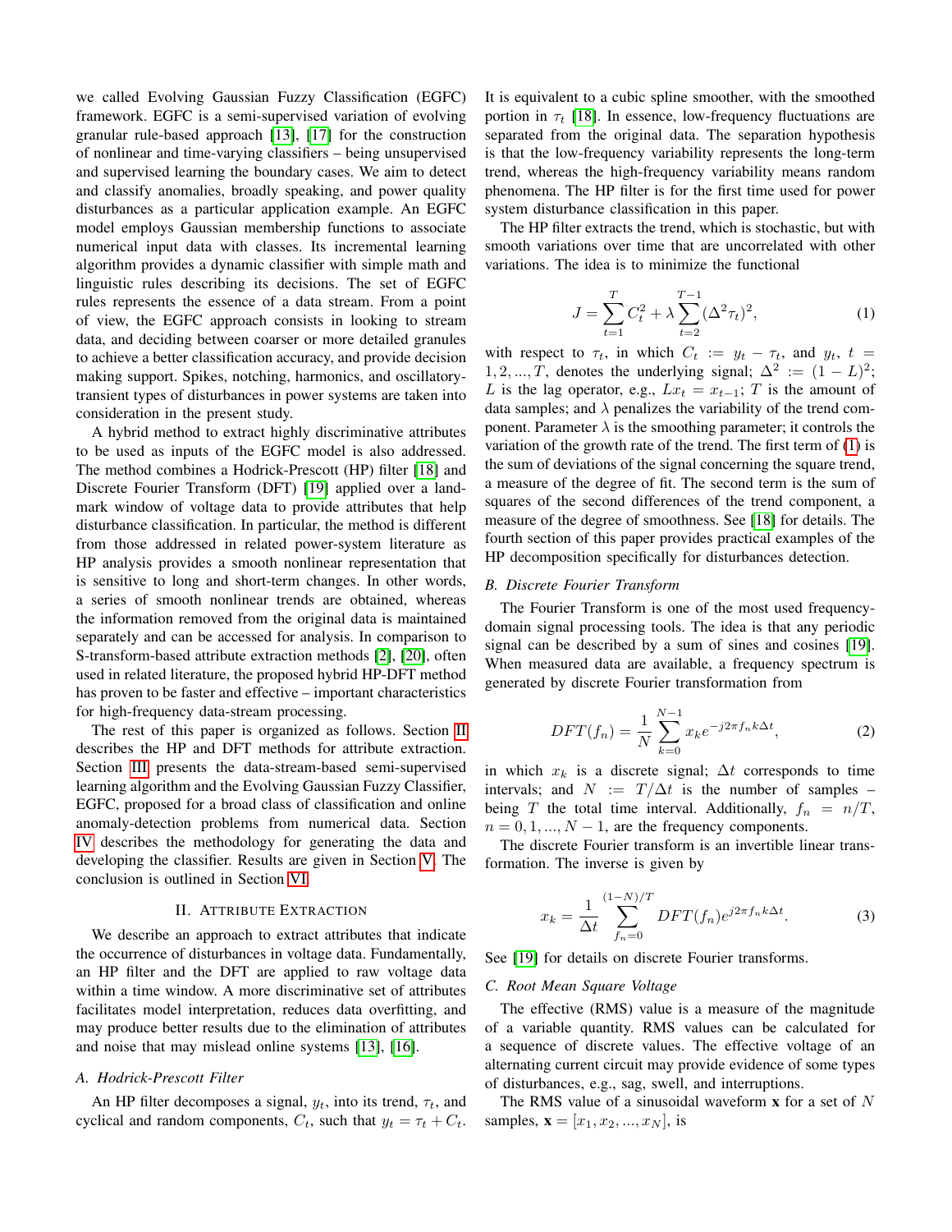we called Evolving Gaussian Fuzzy Classification (EGFC) framework. EGFC is a semi-supervised variation of evolving granular rule-based approach [13], [17] for the construction of nonlinear and time-varying classifiers – being unsupervised and supervised learning the boundary cases. We aim to detect and classify anomalies, broadly speaking, and power quality disturbances as a particular application example. An EGFC model employs Gaussian membership functions to associate numerical input data with classes. Its incremental learning algorithm provides a dynamic classifier with simple math and linguistic rules describing its decisions. The set of EGFC rules represents the essence of a data stream. From a point of view, the EGFC approach consists in looking to stream data, and deciding between coarser or more detailed granules to achieve a better classification accuracy, and provide decision making support. Spikes, notching, harmonics, and oscillatory-transient types of disturbances in power systems are taken into consideration in the present study.

A hybrid method to extract highly discriminative attributes to be used as inputs of the EGFC model is also addressed. The method combines a Hodrick-Prescott (HP) filter [18] and Discrete Fourier Transform (DFT) [19] applied over a landmark window of voltage data to provide attributes that help disturbance classification. In particular, the method is different from those addressed in related power-system literature as HP analysis provides a smooth nonlinear representation that is sensitive to long and short-term changes. In other words, a series of smooth nonlinear trends are obtained, whereas the information removed from the original data is maintained separately and can be accessed for analysis. In comparison to S-transform-based attribute extraction methods [2], [20], often used in related literature, the proposed hybrid HP-DFT method has proven to be faster and effective – important characteristics for high-frequency data-stream processing.

The rest of this paper is organized as follows. Section II describes the HP and DFT methods for attribute extraction. Section III presents the data-stream-based semi-supervised learning algorithm and the Evolving Gaussian Fuzzy Classifier, EGFC, proposed for a broad class of classification and online anomaly-detection problems from numerical data. Section IV describes the methodology for generating the data and developing the classifier. Results are given in Section V. The conclusion is outlined in Section VI.

## II. Attribute Extraction

We describe an approach to extract attributes that indicate the occurrence of disturbances in voltage data. Fundamentally, an HP filter and the DFT are applied to raw voltage data within a time window. A more discriminative set of attributes facilitates model interpretation, reduces data overfitting, and may produce better results due to the elimination of attributes and noise that may mislead online systems [13], [16].

### A. Hodrick-Prescott Filter

An HP filter decomposes a signal, $y_t$, into its trend, $\tau_t$, and cyclical and random components, $C_t$, such that $y_t = \tau_t + C_t$. It is equivalent to a cubic spline smoother, with the smoothed portion in $\tau_t$ [18]. In essence, low-frequency fluctuations are separated from the original data. The separation hypothesis is that the low-frequency variability represents the long-term trend, whereas the high-frequency variability means random phenomena. The HP filter is for the first time used for power system disturbance classification in this paper.

The HP filter extracts the trend, which is stochastic, but with smooth variations over time that are uncorrelated with other variations. The idea is to minimize the functional

$$J = \sum_{t=1}^{T} C_t^2 + \lambda \sum_{t=2}^{T-1} (\Delta^2 \tau_t)^2, \tag{1}$$

with respect to $\tau_t$, in which $C_t := y_t - \tau_t$, and $y_t$, $t = 1, 2, ..., T$, denotes the underlying signal; $\Delta^2 := (1 - L)^2$; $L$ is the lag operator, e.g., $Lx_t = x_{t-1}$; $T$ is the amount of data samples; and $\lambda$ penalizes the variability of the trend component. Parameter $\lambda$ is the smoothing parameter; it controls the variation of the growth rate of the trend. The first term of (1) is the sum of deviations of the signal concerning the square trend, a measure of the degree of fit. The second term is the sum of squares of the second differences of the trend component, a measure of the degree of smoothness. See [18] for details. The fourth section of this paper provides practical examples of the HP decomposition specifically for disturbances detection.

### B. Discrete Fourier Transform

The Fourier Transform is one of the most used frequency-domain signal processing tools. The idea is that any periodic signal can be described by a sum of sines and cosines [19]. When measured data are available, a frequency spectrum is generated by discrete Fourier transformation from

$$DFT(f_n) = \frac{1}{N} \sum_{k=0}^{N-1} x_k e^{-j2\pi f_n k \Delta t}, \tag{2}$$

in which $x_k$ is a discrete signal; $\Delta t$ corresponds to time intervals; and $N := T/\Delta t$ is the number of samples – being $T$ the total time interval. Additionally, $f_n = n/T$, $n = 0, 1, ..., N-1$, are the frequency components.

The discrete Fourier transform is an invertible linear transformation. The inverse is given by

$$x_k = \frac{1}{\Delta t} \sum_{f_n=0}^{(1-N)/T} DFT(f_n) e^{j2\pi f_n k \Delta t}. \tag{3}$$

See [19] for details on discrete Fourier transforms.

### C. Root Mean Square Voltage

The effective (RMS) value is a measure of the magnitude of a variable quantity. RMS values can be calculated for a sequence of discrete values. The effective voltage of an alternating current circuit may provide evidence of some types of disturbances, e.g., sag, swell, and interruptions.

The RMS value of a sinusoidal waveform $\mathbf{x}$ for a set of $N$ samples, $\mathbf{x} = [x_1, x_2, ..., x_N]$, is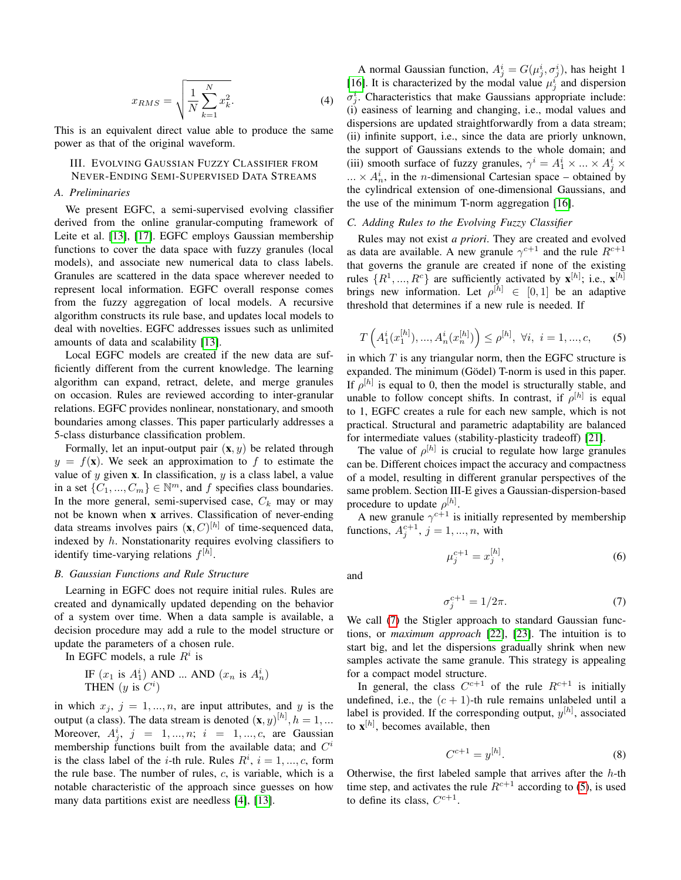$$x_{RMS} = \sqrt{\frac{1}{N}\sum_{k=1}^{N} x_k^2}. \quad (4)$$

This is an equivalent direct value able to produce the same power as that of the original waveform.

## III. Evolving Gaussian Fuzzy Classifier from Never-Ending Semi-Supervised Data Streams

### A. Preliminaries

We present EGFC, a semi-supervised evolving classifier derived from the online granular-computing framework of Leite et al. [13], [17]. EGFC employs Gaussian membership functions to cover the data space with fuzzy granules (local models), and associate new numerical data to class labels. Granules are scattered in the data space wherever needed to represent local information. EGFC overall response comes from the fuzzy aggregation of local models. A recursive algorithm constructs its rule base, and updates local models to deal with novelties. EGFC addresses issues such as unlimited amounts of data and scalability [13].

Local EGFC models are created if the new data are sufficiently different from the current knowledge. The learning algorithm can expand, retract, delete, and merge granules on occasion. Rules are reviewed according to inter-granular relations. EGFC provides nonlinear, nonstationary, and smooth boundaries among classes. This paper particularly addresses a 5-class disturbance classification problem.

Formally, let an input-output pair $(\mathbf{x}, y)$ be related through $y = f(\mathbf{x})$. We seek an approximation to $f$ to estimate the value of $y$ given $\mathbf{x}$. In classification, $y$ is a class label, a value in a set $\{C_1, ..., C_m\} \in \mathbb{N}^m$, and $f$ specifies class boundaries. In the more general, semi-supervised case, $C_k$ may or may not be known when $\mathbf{x}$ arrives. Classification of never-ending data streams involves pairs $(\mathbf{x}, C)^{[h]}$ of time-sequenced data, indexed by $h$. Nonstationarity requires evolving classifiers to identify time-varying relations $f^{[h]}$.

### B. Gaussian Functions and Rule Structure

Learning in EGFC does not require initial rules. Rules are created and dynamically updated depending on the behavior of a system over time. When a data sample is available, a decision procedure may add a rule to the model structure or update the parameters of a chosen rule.

In EGFC models, a rule $R^i$ is

IF ($x_1$ is $A_1^i$) AND ... AND ($x_n$ is $A_n^i$)
THEN ($y$ is $C^i$)

in which $x_j$, $j = 1, ..., n$, are input attributes, and $y$ is the output (a class). The data stream is denoted $(\mathbf{x}, y)^{[h]}, h = 1, ...$ Moreover, $A_j^i$, $j = 1, ..., n$; $i = 1, ..., c$, are Gaussian membership functions built from the available data; and $C^i$ is the class label of the $i$-th rule. Rules $R^i$, $i = 1, ..., c$, form the rule base. The number of rules, $c$, is variable, which is a notable characteristic of the approach since guesses on how many data partitions exist are needless [4], [13].

A normal Gaussian function, $A_j^i = G(\mu_j^i, \sigma_j^i)$, has height 1 [16]. It is characterized by the modal value $\mu_j^i$ and dispersion $\sigma_j^i$. Characteristics that make Gaussians appropriate include: (i) easiness of learning and changing, i.e., modal values and dispersions are updated straightforwardly from a data stream; (ii) infinite support, i.e., since the data are priorly unknown, the support of Gaussians extends to the whole domain; and (iii) smooth surface of fuzzy granules, $\gamma^i = A_1^i \times ... \times A_j^i \times ... \times A_n^i$, in the $n$-dimensional Cartesian space – obtained by the cylindrical extension of one-dimensional Gaussians, and the use of the minimum T-norm aggregation [16].

### C. Adding Rules to the Evolving Fuzzy Classifier

Rules may not exist *a priori*. They are created and evolved as data are available. A new granule $\gamma^{c+1}$ and the rule $R^{c+1}$ that governs the granule are created if none of the existing rules $\{R^1, ..., R^c\}$ are sufficiently activated by $\mathbf{x}^{[h]}$; i.e., $\mathbf{x}^{[h]}$ brings new information. Let $\rho^{[h]} \in [0, 1]$ be an adaptive threshold that determines if a new rule is needed. If

$$T\left(A_1^i(x_1^{[h]}), ..., A_n^i(x_n^{[h]})\right) \leq \rho^{[h]}, \ \forall i, \ i = 1, ..., c, \quad (5)$$

in which $T$ is any triangular norm, then the EGFC structure is expanded. The minimum (Gödel) T-norm is used in this paper. If $\rho^{[h]}$ is equal to 0, then the model is structurally stable, and unable to follow concept shifts. In contrast, if $\rho^{[h]}$ is equal to 1, EGFC creates a rule for each new sample, which is not practical. Structural and parametric adaptability are balanced for intermediate values (stability-plasticity tradeoff) [21].

The value of $\rho^{[h]}$ is crucial to regulate how large granules can be. Different choices impact the accuracy and compactness of a model, resulting in different granular perspectives of the same problem. Section III-E gives a Gaussian-dispersion-based procedure to update $\rho^{[h]}$.

A new granule $\gamma^{c+1}$ is initially represented by membership functions, $A_j^{c+1}$, $j = 1, ..., n$, with

$$\mu_j^{c+1} = x_j^{[h]}, \quad (6)$$

and

$$\sigma_j^{c+1} = 1/2\pi. \quad (7)$$

We call (7) the Stigler approach to standard Gaussian functions, or *maximum approach* [22], [23]. The intuition is to start big, and let the dispersions gradually shrink when new samples activate the same granule. This strategy is appealing for a compact model structure.

In general, the class $C^{c+1}$ of the rule $R^{c+1}$ is initially undefined, i.e., the $(c+1)$-th rule remains unlabeled until a label is provided. If the corresponding output, $y^{[h]}$, associated to $\mathbf{x}^{[h]}$, becomes available, then

$$C^{c+1} = y^{[h]}. \quad (8)$$

Otherwise, the first labeled sample that arrives after the $h$-th time step, and activates the rule $R^{c+1}$ according to (5), is used to define its class, $C^{c+1}$.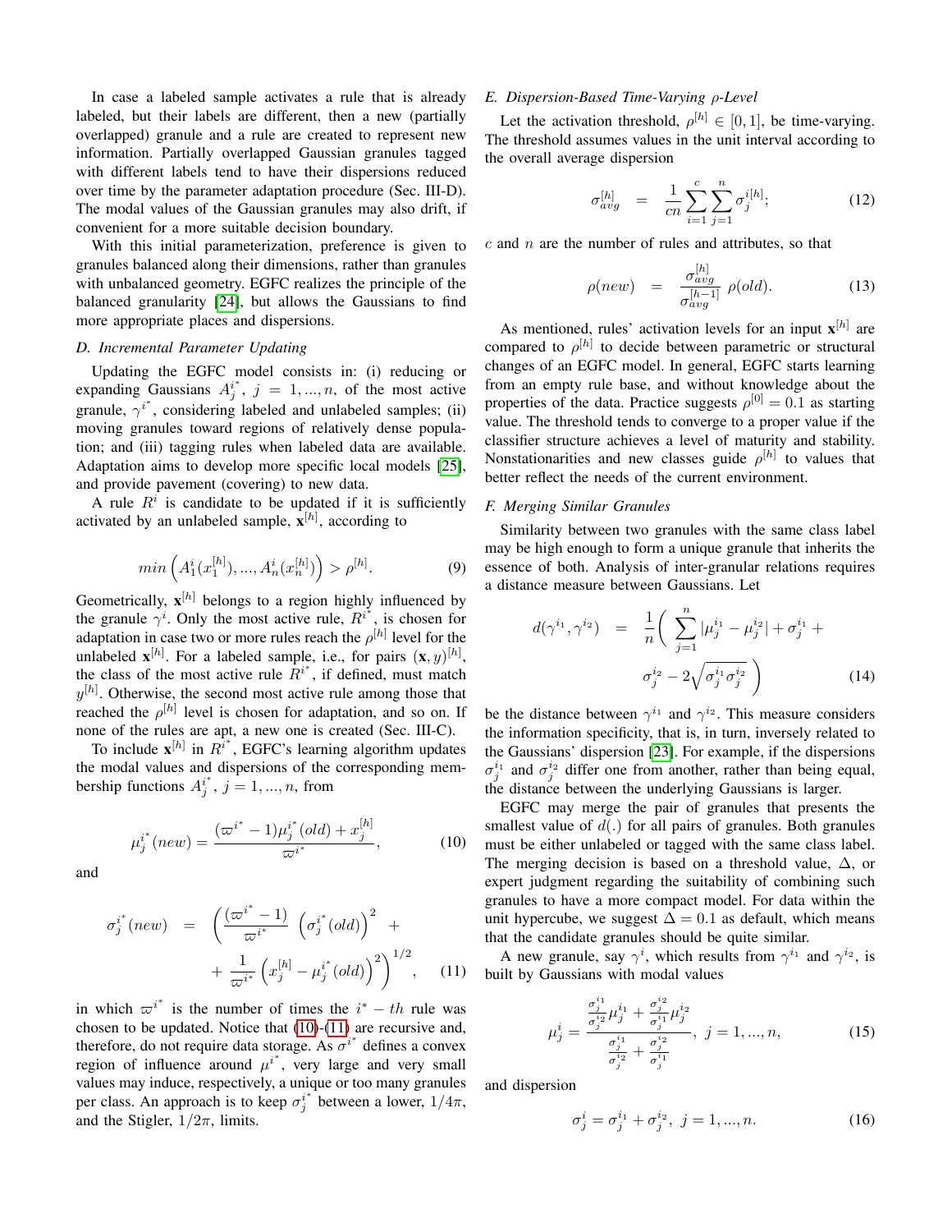In case a labeled sample activates a rule that is already labeled, but their labels are different, then a new (partially overlapped) granule and a rule are created to represent new information. Partially overlapped Gaussian granules tagged with different labels tend to have their dispersions reduced over time by the parameter adaptation procedure (Sec. III-D). The modal values of the Gaussian granules may also drift, if convenient for a more suitable decision boundary.

With this initial parameterization, preference is given to granules balanced along their dimensions, rather than granules with unbalanced geometry. EGFC realizes the principle of the balanced granularity [24], but allows the Gaussians to find more appropriate places and dispersions.

### D. Incremental Parameter Updating

Updating the EGFC model consists in: (i) reducing or expanding Gaussians $A_j^{i^*}$, $j = 1, ..., n$, of the most active granule, $\gamma^{i^*}$, considering labeled and unlabeled samples; (ii) moving granules toward regions of relatively dense population; and (iii) tagging rules when labeled data are available. Adaptation aims to develop more specific local models [25], and provide pavement (covering) to new data.

A rule $R^i$ is candidate to be updated if it is sufficiently activated by an unlabeled sample, $\mathbf{x}^{[h]}$, according to

$$min\left(A_1^i(x_1^{[h]}), ..., A_n^i(x_n^{[h]})\right) > \rho^{[h]}. \quad (9)$$

Geometrically, $\mathbf{x}^{[h]}$ belongs to a region highly influenced by the granule $\gamma^i$. Only the most active rule, $R^{i^*}$, is chosen for adaptation in case two or more rules reach the $\rho^{[h]}$ level for the unlabeled $\mathbf{x}^{[h]}$. For a labeled sample, i.e., for pairs $(\mathbf{x}, y)^{[h]}$, the class of the most active rule $R^{i^*}$, if defined, must match $y^{[h]}$. Otherwise, the second most active rule among those that reached the $\rho^{[h]}$ level is chosen for adaptation, and so on. If none of the rules are apt, a new one is created (Sec. III-C).

To include $\mathbf{x}^{[h]}$ in $R^{i^*}$, EGFC's learning algorithm updates the modal values and dispersions of the corresponding membership functions $A_j^{i^*}$, $j = 1, ..., n$, from

$$\mu_j^{i^*}(new) = \frac{(\varpi^{i^*} - 1)\mu_j^{i^*}(old) + x_j^{[h]}}{\varpi^{i^*}}, \quad (10)$$

and

$$\sigma_j^{i^*}(new) = \left(\frac{(\varpi^{i^*} - 1)}{\varpi^{i^*}} \left(\sigma_j^{i^*}(old)\right)^2 + \frac{1}{\varpi^{i^*}}\left(x_j^{[h]} - \mu_j^{i^*}(old)\right)^2\right)^{1/2}, \quad (11)$$

in which $\varpi^{i^*}$ is the number of times the $i^* - th$ rule was chosen to be updated. Notice that (10)-(11) are recursive and, therefore, do not require data storage. As $\sigma^{i^*}$ defines a convex region of influence around $\mu^{i^*}$, very large and very small values may induce, respectively, a unique or too many granules per class. An approach is to keep $\sigma_j^{i^*}$ between a lower, $1/4\pi$, and the Stigler, $1/2\pi$, limits.

### E. Dispersion-Based Time-Varying $\rho$-Level

Let the activation threshold, $\rho^{[h]} \in [0, 1]$, be time-varying. The threshold assumes values in the unit interval according to the overall average dispersion

$$\sigma_{avg}^{[h]} = \frac{1}{cn}\sum_{i=1}^{c}\sum_{j=1}^{n}\sigma_j^{i[h]}; \quad (12)$$

$c$ and $n$ are the number of rules and attributes, so that

$$\rho(new) = \frac{\sigma_{avg}^{[h]}}{\sigma_{avg}^{[h-1]}}\ \rho(old). \quad (13)$$

As mentioned, rules' activation levels for an input $\mathbf{x}^{[h]}$ are compared to $\rho^{[h]}$ to decide between parametric or structural changes of an EGFC model. In general, EGFC starts learning from an empty rule base, and without knowledge about the properties of the data. Practice suggests $\rho^{[0]} = 0.1$ as starting value. The threshold tends to converge to a proper value if the classifier structure achieves a level of maturity and stability. Nonstationarities and new classes guide $\rho^{[h]}$ to values that better reflect the needs of the current environment.

### F. Merging Similar Granules

Similarity between two granules with the same class label may be high enough to form a unique granule that inherits the essence of both. Analysis of inter-granular relations requires a distance measure between Gaussians. Let

$$d(\gamma^{i_1}, \gamma^{i_2}) = \frac{1}{n}\bigg(\sum_{j=1}^{n}|\mu_j^{i_1} - \mu_j^{i_2}| + \sigma_j^{i_1} + \sigma_j^{i_2} - 2\sqrt{\sigma_j^{i_1}\sigma_j^{i_2}}\bigg) \quad (14)$$

be the distance between $\gamma^{i_1}$ and $\gamma^{i_2}$. This measure considers the information specificity, that is, in turn, inversely related to the Gaussians' dispersion [23]. For example, if the dispersions $\sigma_j^{i_1}$ and $\sigma_j^{i_2}$ differ one from another, rather than being equal, the distance between the underlying Gaussians is larger.

EGFC may merge the pair of granules that presents the smallest value of $d(.)$ for all pairs of granules. Both granules must be either unlabeled or tagged with the same class label. The merging decision is based on a threshold value, $\Delta$, or expert judgment regarding the suitability of combining such granules to have a more compact model. For data within the unit hypercube, we suggest $\Delta = 0.1$ as default, which means that the candidate granules should be quite similar.

A new granule, say $\gamma^i$, which results from $\gamma^{i_1}$ and $\gamma^{i_2}$, is built by Gaussians with modal values

$$\mu_j^i = \frac{\frac{\sigma_j^{i_1}}{\sigma_j^{i_2}}\mu_j^{i_1} + \frac{\sigma_j^{i_2}}{\sigma_j^{i_1}}\mu_j^{i_2}}{\frac{\sigma_j^{i_1}}{\sigma_j^{i_2}} + \frac{\sigma_j^{i_2}}{\sigma_j^{i_1}}},\ j = 1, ..., n, \quad (15)$$

and dispersion

$$\sigma_j^i = \sigma_j^{i_1} + \sigma_j^{i_2},\ j = 1, ..., n. \quad (16)$$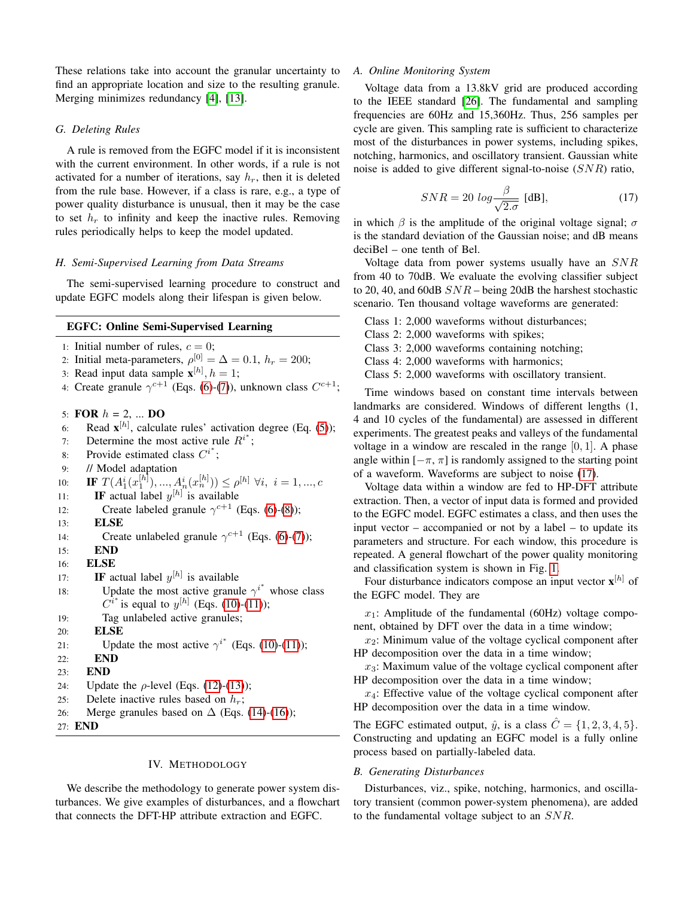These relations take into account the granular uncertainty to find an appropriate location and size to the resulting granule. Merging minimizes redundancy [4], [13].

### G. Deleting Rules

A rule is removed from the EGFC model if it is inconsistent with the current environment. In other words, if a rule is not activated for a number of iterations, say $h_r$, then it is deleted from the rule base. However, if a class is rare, e.g., a type of power quality disturbance is unusual, then it may be the case to set $h_r$ to infinity and keep the inactive rules. Removing rules periodically helps to keep the model updated.

### H. Semi-Supervised Learning from Data Streams

The semi-supervised learning procedure to construct and update EGFC models along their lifespan is given below.

---

**EGFC: Online Semi-Supervised Learning**

---

1: Initial number of rules, $c = 0$;
2: Initial meta-parameters, $\rho^{[0]} = \Delta = 0.1$, $h_r = 200$;
3: Read input data sample $\mathbf{x}^{[h]}, h = 1$;
4: Create granule $\gamma^{c+1}$ (Eqs. (6)-(7)), unknown class $C^{c+1}$;
5: **FOR** $h$ = 2, ... **DO**
6: Read $\mathbf{x}^{[h]}$, calculate rules' activation degree (Eq. (5));
7: Determine the most active rule $R^{i^*}$;
8: Provide estimated class $C^{i^*}$;
9: // Model adaptation
10: **IF** $T(A_1^i(x_1^{[h]}), ..., A_n^i(x_n^{[h]})) \leq \rho^{[h]} \; \forall i, \; i = 1, ..., c$
11: **IF** actual label $y^{[h]}$ is available
12: Create labeled granule $\gamma^{c+1}$ (Eqs. (6)-(8));
13: **ELSE**
14: Create unlabeled granule $\gamma^{c+1}$ (Eqs. (6)-(7));
15: **END**
16: **ELSE**
17: **IF** actual label $y^{[h]}$ is available
18: Update the most active granule $\gamma^{i^*}$ whose class $C^{i^*}$ is equal to $y^{[h]}$ (Eqs. (10)-(11));
19: Tag unlabeled active granules;
20: **ELSE**
21: Update the most active $\gamma^{i^*}$ (Eqs. (10)-(11));
22: **END**
23: **END**
24: Update the $\rho$-level (Eqs. (12)-(13));
25: Delete inactive rules based on $h_r$;
26: Merge granules based on $\Delta$ (Eqs. (14)-(16));
27: **END**

---

## IV. Methodology

We describe the methodology to generate power system disturbances. We give examples of disturbances, and a flowchart that connects the DFT-HP attribute extraction and EGFC.

### A. Online Monitoring System

Voltage data from a 13.8kV grid are produced according to the IEEE standard [26]. The fundamental and sampling frequencies are 60Hz and 15,360Hz. Thus, 256 samples per cycle are given. This sampling rate is sufficient to characterize most of the disturbances in power systems, including spikes, notching, harmonics, and oscillatory transient. Gaussian white noise is added to give different signal-to-noise ($SNR$) ratio,

$$SNR = 20 \; log \frac{\beta}{\sqrt{2.\sigma}} \; \text{[dB]}, \tag{17}$$

in which $\beta$ is the amplitude of the original voltage signal; $\sigma$ is the standard deviation of the Gaussian noise; and dB means deciBel – one tenth of Bel.

Voltage data from power systems usually have an $SNR$ from 40 to 70dB. We evaluate the evolving classifier subject to 20, 40, and 60dB $SNR$ – being 20dB the harshest stochastic scenario. Ten thousand voltage waveforms are generated:

Class 1: 2,000 waveforms without disturbances;
Class 2: 2,000 waveforms with spikes;
Class 3: 2,000 waveforms containing notching;
Class 4: 2,000 waveforms with harmonics;
Class 5: 2,000 waveforms with oscillatory transient.

Time windows based on constant time intervals between landmarks are considered. Windows of different lengths (1, 4 and 10 cycles of the fundamental) are assessed in different experiments. The greatest peaks and valleys of the fundamental voltage in a window are rescaled in the range $[0, 1]$. A phase angle within $[-\pi, \pi]$ is randomly assigned to the starting point of a waveform. Waveforms are subject to noise (17).

Voltage data within a window are fed to HP-DFT attribute extraction. Then, a vector of input data is formed and provided to the EGFC model. EGFC estimates a class, and then uses the input vector – accompanied or not by a label – to update its parameters and structure. For each window, this procedure is repeated. A general flowchart of the power quality monitoring and classification system is shown in Fig. 1.

Four disturbance indicators compose an input vector $\mathbf{x}^{[h]}$ of the EGFC model. They are

$x_1$: Amplitude of the fundamental (60Hz) voltage component, obtained by DFT over the data in a time window;
$x_2$: Minimum value of the voltage cyclical component after HP decomposition over the data in a time window;
$x_3$: Maximum value of the voltage cyclical component after HP decomposition over the data in a time window;
$x_4$: Effective value of the voltage cyclical component after HP decomposition over the data in a time window.

The EGFC estimated output, $\hat{y}$, is a class $\hat{C} = \{1, 2, 3, 4, 5\}$. Constructing and updating an EGFC model is a fully online process based on partially-labeled data.

### B. Generating Disturbances

Disturbances, viz., spike, notching, harmonics, and oscillatory transient (common power-system phenomena), are added to the fundamental voltage subject to an $SNR$.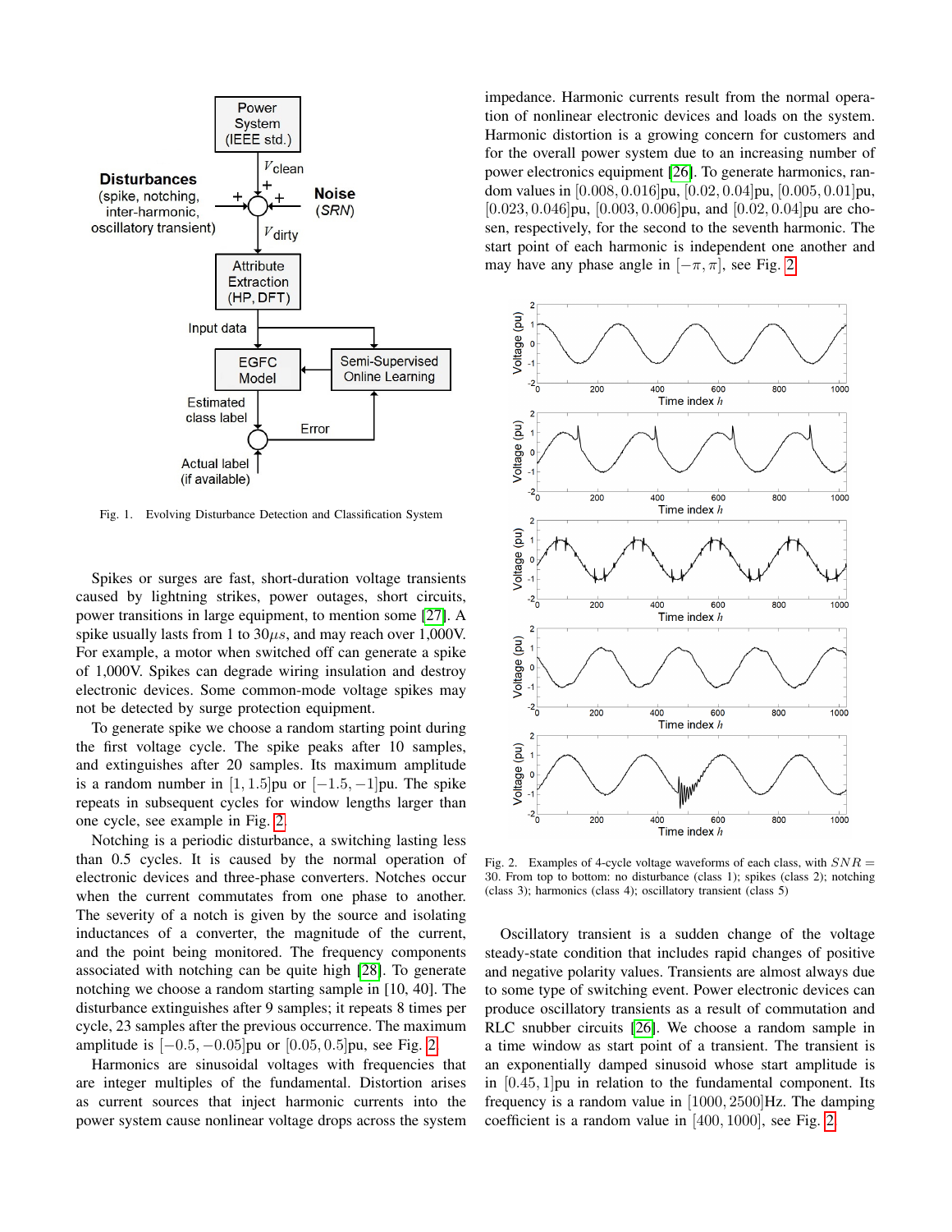Fig. 1. Evolving Disturbance Detection and Classification System

Spikes or surges are fast, short-duration voltage transients caused by lightning strikes, power outages, short circuits, power transitions in large equipment, to mention some [27]. A spike usually lasts from 1 to 30$\mu s$, and may reach over 1,000V. For example, a motor when switched off can generate a spike of 1,000V. Spikes can degrade wiring insulation and destroy electronic devices. Some common-mode voltage spikes may not be detected by surge protection equipment.

To generate spike we choose a random starting point during the first voltage cycle. The spike peaks after 10 samples, and extinguishes after 20 samples. Its maximum amplitude is a random number in $[1, 1.5]$pu or $[-1.5, -1]$pu. The spike repeats in subsequent cycles for window lengths larger than one cycle, see example in Fig. 2.

Notching is a periodic disturbance, a switching lasting less than 0.5 cycles. It is caused by the normal operation of electronic devices and three-phase converters. Notches occur when the current commutates from one phase to another. The severity of a notch is given by the source and isolating inductances of a converter, the magnitude of the current, and the point being monitored. The frequency components associated with notching can be quite high [28]. To generate notching we choose a random starting sample in [10, 40]. The disturbance extinguishes after 9 samples; it repeats 8 times per cycle, 23 samples after the previous occurrence. The maximum amplitude is $[-0.5, -0.05]$pu or $[0.05, 0.5]$pu, see Fig. 2.

Harmonics are sinusoidal voltages with frequencies that are integer multiples of the fundamental. Distortion arises as current sources that inject harmonic currents into the power system cause nonlinear voltage drops across the system impedance. Harmonic currents result from the normal operation of nonlinear electronic devices and loads on the system. Harmonic distortion is a growing concern for customers and for the overall power system due to an increasing number of power electronics equipment [26]. To generate harmonics, random values in $[0.008, 0.016]$pu, $[0.02, 0.04]$pu, $[0.005, 0.01]$pu, $[0.023, 0.046]$pu, $[0.003, 0.006]$pu, and $[0.02, 0.04]$pu are chosen, respectively, for the second to the seventh harmonic. The start point of each harmonic is independent one another and may have any phase angle in $[-\pi, \pi]$, see Fig. 2.

Fig. 2. Examples of 4-cycle voltage waveforms of each class, with $SNR = 30$. From top to bottom: no disturbance (class 1); spikes (class 2); notching (class 3); harmonics (class 4); oscillatory transient (class 5)

Oscillatory transient is a sudden change of the voltage steady-state condition that includes rapid changes of positive and negative polarity values. Transients are almost always due to some type of switching event. Power electronic devices can produce oscillatory transients as a result of commutation and RLC snubber circuits [26]. We choose a random sample in a time window as start point of a transient. The transient is an exponentially damped sinusoid whose start amplitude is in $[0.45, 1]$pu in relation to the fundamental component. Its frequency is a random value in $[1000, 2500]$Hz. The damping coefficient is a random value in $[400, 1000]$, see Fig. 2.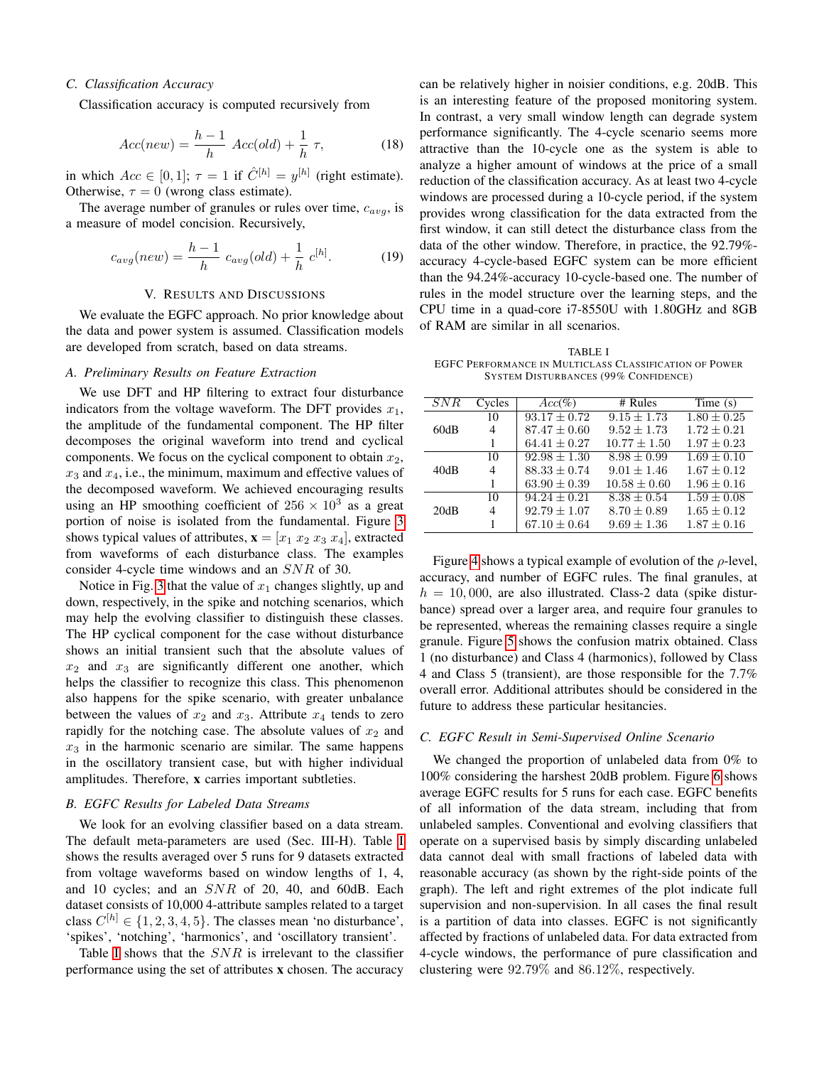### C. Classification Accuracy

Classification accuracy is computed recursively from

$$Acc(new) = \frac{h-1}{h}\ Acc(old) + \frac{1}{h}\ \tau, \tag{18}$$

in which $Acc \in [0,1]$; $\tau = 1$ if $\hat{C}^{[h]} = y^{[h]}$ (right estimate). Otherwise, $\tau = 0$ (wrong class estimate).

The average number of granules or rules over time, $c_{avg}$, is a measure of model concision. Recursively,

$$c_{avg}(new) = \frac{h-1}{h}\ c_{avg}(old) + \frac{1}{h}\ c^{[h]}. \tag{19}$$

## V. Results and Discussions

We evaluate the EGFC approach. No prior knowledge about the data and power system is assumed. Classification models are developed from scratch, based on data streams.

### A. Preliminary Results on Feature Extraction

We use DFT and HP filtering to extract four disturbance indicators from the voltage waveform. The DFT provides $x_1$, the amplitude of the fundamental component. The HP filter decomposes the original waveform into trend and cyclical components. We focus on the cyclical component to obtain $x_2$, $x_3$ and $x_4$, i.e., the minimum, maximum and effective values of the decomposed waveform. We achieved encouraging results using an HP smoothing coefficient of $256 \times 10^3$ as a great portion of noise is isolated from the fundamental. Figure 3 shows typical values of attributes, $\mathbf{x} = [x_1\ x_2\ x_3\ x_4]$, extracted from waveforms of each disturbance class. The examples consider 4-cycle time windows and an $SNR$ of 30.

Notice in Fig. 3 that the value of $x_1$ changes slightly, up and down, respectively, in the spike and notching scenarios, which may help the evolving classifier to distinguish these classes. The HP cyclical component for the case without disturbance shows an initial transient such that the absolute values of $x_2$ and $x_3$ are significantly different one another, which helps the classifier to recognize this class. This phenomenon also happens for the spike scenario, with greater unbalance between the values of $x_2$ and $x_3$. Attribute $x_4$ tends to zero rapidly for the notching case. The absolute values of $x_2$ and $x_3$ in the harmonic scenario are similar. The same happens in the oscillatory transient case, but with higher individual amplitudes. Therefore, $\mathbf{x}$ carries important subtleties.

### B. EGFC Results for Labeled Data Streams

We look for an evolving classifier based on a data stream. The default meta-parameters are used (Sec. III-H). Table I shows the results averaged over 5 runs for 9 datasets extracted from voltage waveforms based on window lengths of 1, 4, and 10 cycles; and an $SNR$ of 20, 40, and 60dB. Each dataset consists of 10,000 4-attribute samples related to a target class $C^{[h]} \in \{1,2,3,4,5\}$. The classes mean 'no disturbance', 'spikes', 'notching', 'harmonics', and 'oscillatory transient'.

Table I shows that the $SNR$ is irrelevant to the classifier performance using the set of attributes $\mathbf{x}$ chosen. The accuracy can be relatively higher in noisier conditions, e.g. 20dB. This is an interesting feature of the proposed monitoring system. In contrast, a very small window length can degrade system performance significantly. The 4-cycle scenario seems more attractive than the 10-cycle one as the system is able to analyze a higher amount of windows at the price of a small reduction of the classification accuracy. As at least two 4-cycle windows are processed during a 10-cycle period, if the system provides wrong classification for the data extracted from the first window, it can still detect the disturbance class from the data of the other window. Therefore, in practice, the 92.79%-accuracy 4-cycle-based EGFC system can be more efficient than the 94.24%-accuracy 10-cycle-based one. The number of rules in the model structure over the learning steps, and the CPU time in a quad-core i7-8550U with 1.80GHz and 8GB of RAM are similar in all scenarios.

TABLE I
EGFC Performance in Multiclass Classification of Power System Disturbances (99% Confidence)

| $SNR$ | Cycles | $Acc(\%)$ | # Rules | Time (s) |
|---|---|---|---|---|
| 60dB | 10 | $93.17 \pm 0.72$ | $9.15 \pm 1.73$ | $1.80 \pm 0.25$ |
| | 4 | $87.47 \pm 0.60$ | $9.52 \pm 1.73$ | $1.72 \pm 0.21$ |
| | 1 | $64.41 \pm 0.27$ | $10.77 \pm 1.50$ | $1.97 \pm 0.23$ |
| 40dB | 10 | $92.98 \pm 1.30$ | $8.98 \pm 0.99$ | $1.69 \pm 0.10$ |
| | 4 | $88.33 \pm 0.74$ | $9.01 \pm 1.46$ | $1.67 \pm 0.12$ |
| | 1 | $63.90 \pm 0.39$ | $10.58 \pm 0.60$ | $1.96 \pm 0.16$ |
| 20dB | 10 | $94.24 \pm 0.21$ | $8.38 \pm 0.54$ | $1.59 \pm 0.08$ |
| | 4 | $92.79 \pm 1.07$ | $8.70 \pm 0.89$ | $1.65 \pm 0.12$ |
| | 1 | $67.10 \pm 0.64$ | $9.69 \pm 1.36$ | $1.87 \pm 0.16$ |

Figure 4 shows a typical example of evolution of the $\rho$-level, accuracy, and number of EGFC rules. The final granules, at $h = 10,000$, are also illustrated. Class-2 data (spike disturbance) spread over a larger area, and require four granules to be represented, whereas the remaining classes require a single granule. Figure 5 shows the confusion matrix obtained. Class 1 (no disturbance) and Class 4 (harmonics), followed by Class 4 and Class 5 (transient), are those responsible for the 7.7% overall error. Additional attributes should be considered in the future to address these particular hesitancies.

### C. EGFC Result in Semi-Supervised Online Scenario

We changed the proportion of unlabeled data from 0% to 100% considering the harshest 20dB problem. Figure 6 shows average EGFC results for 5 runs for each case. EGFC benefits of all information of the data stream, including that from unlabeled samples. Conventional and evolving classifiers that operate on a supervised basis by simply discarding unlabeled data cannot deal with small fractions of labeled data with reasonable accuracy (as shown by the right-side points of the graph). The left and right extremes of the plot indicate full supervision and non-supervision. In all cases the final result is a partition of data into classes. EGFC is not significantly affected by fractions of unlabeled data. For data extracted from 4-cycle windows, the performance of pure classification and clustering were 92.79% and 86.12%, respectively.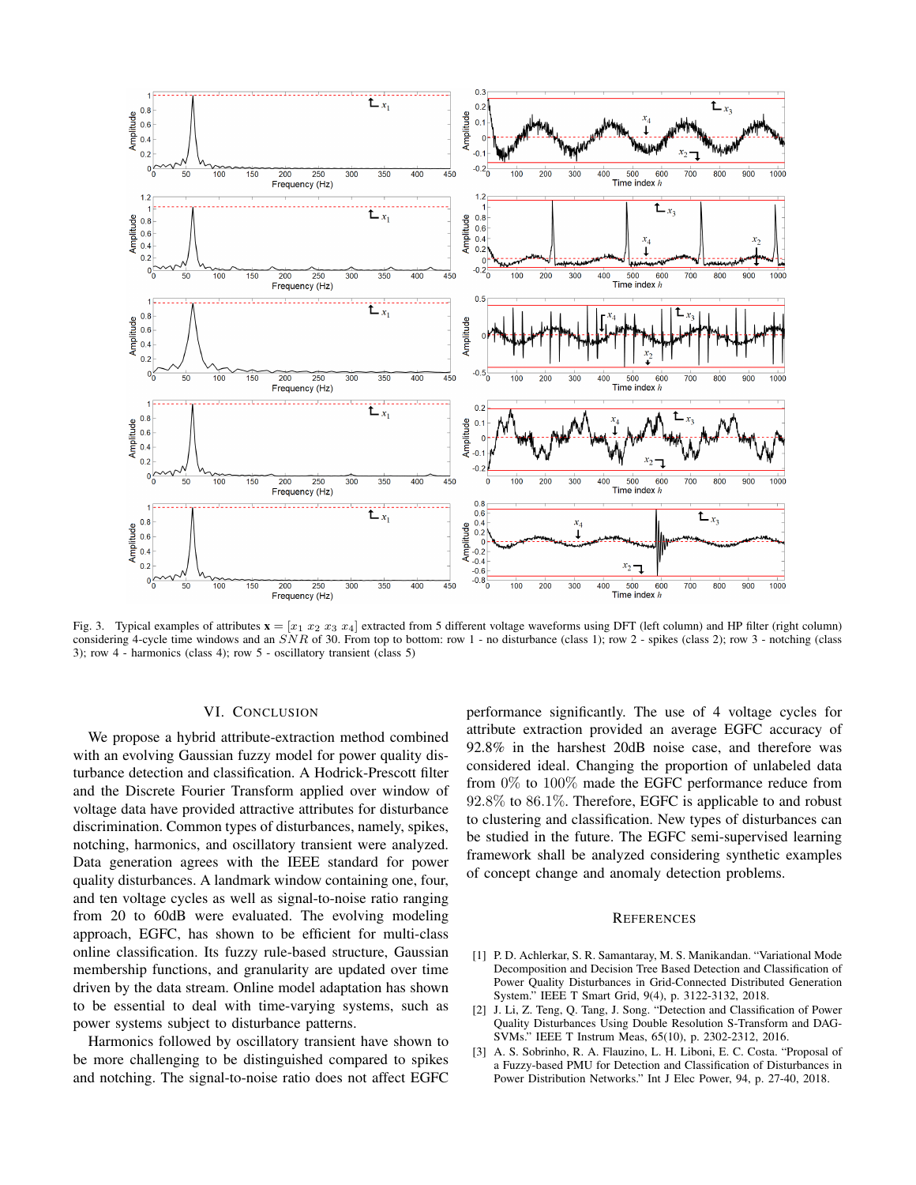Fig. 3. Typical examples of attributes $\mathbf{x} = [x_1\ x_2\ x_3\ x_4]$ extracted from 5 different voltage waveforms using DFT (left column) and HP filter (right column) considering 4-cycle time windows and an $SNR$ of 30. From top to bottom: row 1 - no disturbance (class 1); row 2 - spikes (class 2); row 3 - notching (class 3); row 4 - harmonics (class 4); row 5 - oscillatory transient (class 5)

## VI. Conclusion

We propose a hybrid attribute-extraction method combined with an evolving Gaussian fuzzy model for power quality disturbance detection and classification. A Hodrick-Prescott filter and the Discrete Fourier Transform applied over window of voltage data have provided attractive attributes for disturbance discrimination. Common types of disturbances, namely, spikes, notching, harmonics, and oscillatory transient were analyzed. Data generation agrees with the IEEE standard for power quality disturbances. A landmark window containing one, four, and ten voltage cycles as well as signal-to-noise ratio ranging from 20 to 60dB were evaluated. The evolving modeling approach, EGFC, has shown to be efficient for multi-class online classification. Its fuzzy rule-based structure, Gaussian membership functions, and granularity are updated over time driven by the data stream. Online model adaptation has shown to be essential to deal with time-varying systems, such as power systems subject to disturbance patterns.

Harmonics followed by oscillatory transient have shown to be more challenging to be distinguished compared to spikes and notching. The signal-to-noise ratio does not affect EGFC performance significantly. The use of 4 voltage cycles for attribute extraction provided an average EGFC accuracy of 92.8% in the harshest 20dB noise case, and therefore was considered ideal. Changing the proportion of unlabeled data from 0% to 100% made the EGFC performance reduce from 92.8% to 86.1%. Therefore, EGFC is applicable to and robust to clustering and classification. New types of disturbances can be studied in the future. The EGFC semi-supervised learning framework shall be analyzed considering synthetic examples of concept change and anomaly detection problems.

## References

[1] P. D. Achlerkar, S. R. Samantaray, M. S. Manikandan. "Variational Mode Decomposition and Decision Tree Based Detection and Classification of Power Quality Disturbances in Grid-Connected Distributed Generation System." IEEE T Smart Grid, 9(4), p. 3122-3132, 2018.

[2] J. Li, Z. Teng, Q. Tang, J. Song. "Detection and Classification of Power Quality Disturbances Using Double Resolution S-Transform and DAG-SVMs." IEEE T Instrum Meas, 65(10), p. 2302-2312, 2016.

[3] A. S. Sobrinho, R. A. Flauzino, L. H. Liboni, E. C. Costa. "Proposal of a Fuzzy-based PMU for Detection and Classification of Disturbances in Power Distribution Networks." Int J Elec Power, 94, p. 27-40, 2018.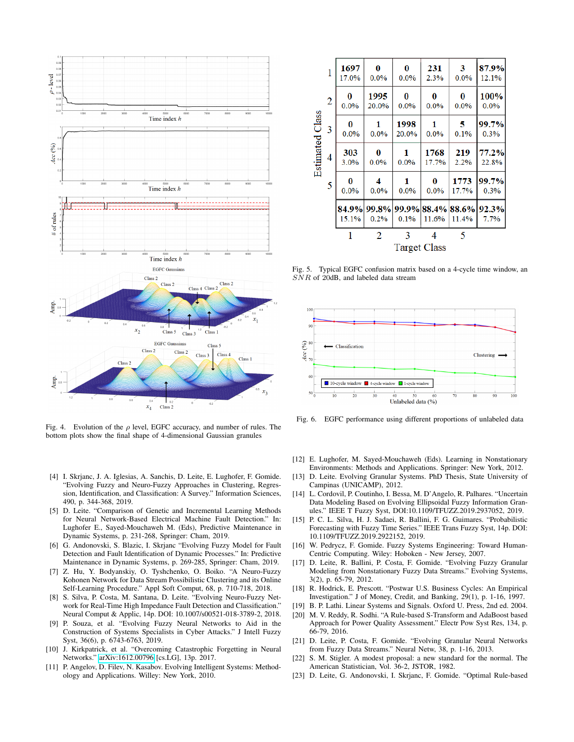Fig. 4. Evolution of the $\rho$ level, EGFC accuracy, and number of rules. The bottom plots show the final shape of 4-dimensional Gaussian granules

| Estimated Class \ Target Class | 1 | 2 | 3 | 4 | 5 | |
|---|---|---|---|---|---|---|
| 1 | 1697 17.0% | 0 0.0% | 0 0.0% | 231 2.3% | 3 0.0% | 87.9% 12.1% |
| 2 | 0 0.0% | 1995 20.0% | 0 0.0% | 0 0.0% | 0 0.0% | 100% 0.0% |
| 3 | 0 0.0% | 1 0.0% | 1998 20.0% | 1 0.0% | 5 0.1% | 99.7% 0.3% |
| 4 | 303 3.0% | 0 0.0% | 1 0.0% | 1768 17.7% | 219 2.2% | 77.2% 22.8% |
| 5 | 0 0.0% | 4 0.0% | 1 0.0% | 0 0.0% | 1773 17.7% | 99.7% 0.3% |
| | 84.9% 15.1% | 99.8% 0.2% | 99.9% 0.1% | 88.4% 11.6% | 88.6% 11.4% | 92.3% 7.7% |

Fig. 5. Typical EGFC confusion matrix based on a 4-cycle time window, an $SNR$ of 20dB, and labeled data stream

Fig. 6. EGFC performance using different proportions of unlabeled data

[4] I. Skrjanc, J. A. Iglesias, A. Sanchis, D. Leite, E. Lughofer, F. Gomide. "Evolving Fuzzy and Neuro-Fuzzy Approaches in Clustering, Regression, Identification, and Classification: A Survey." Information Sciences, 490, p. 344-368, 2019.

[5] D. Leite. "Comparison of Genetic and Incremental Learning Methods for Neural Network-Based Electrical Machine Fault Detection." In: Lughofer E., Sayed-Mouchaweh M. (Eds), Predictive Maintenance in Dynamic Systems, p. 231-268, Springer: Cham, 2019.

[6] G. Andonovski, S. Blazic, I. Skrjanc "Evolving Fuzzy Model for Fault Detection and Fault Identification of Dynamic Processes." In: Predictive Maintenance in Dynamic Systems, p. 269-285, Springer: Cham, 2019.

[7] Z. Hu, Y. Bodyanskiy, O. Tyshchenko, O. Boiko. "A Neuro-Fuzzy Kohonen Network for Data Stream Possibilistic Clustering and its Online Self-Learning Procedure." Appl Soft Comput, 68, p. 710-718, 2018.

[8] S. Silva, P. Costa, M. Santana, D. Leite. "Evolving Neuro-Fuzzy Network for Real-Time High Impedance Fault Detection and Classification." Neural Comput & Applic, 14p. DOI: 10.1007/s00521-018-3789-2, 2018.

[9] P. Souza, et al. "Evolving Fuzzy Neural Networks to Aid in the Construction of Systems Specialists in Cyber Attacks." J Intell Fuzzy Syst, 36(6), p. 6743-6763, 2019.

[10] J. Kirkpatrick, et al. "Overcoming Catastrophic Forgetting in Neural Networks." arXiv:1612.00796 [cs.LG], 13p. 2017.

[11] P. Angelov, D. Filev, N. Kasabov. Evolving Intelligent Systems: Methodology and Applications. Willey: New York, 2010.

[12] E. Lughofer, M. Sayed-Mouchaweh (Eds). Learning in Nonstationary Environments: Methods and Applications. Springer: New York, 2012.

[13] D. Leite. Evolving Granular Systems. PhD Thesis, State University of Campinas (UNICAMP), 2012.

[14] L. Cordovil, P. Coutinho, I. Bessa, M. D'Angelo, R. Palhares. "Uncertain Data Modeling Based on Evolving Ellipsoidal Fuzzy Information Granules." IEEE T Fuzzy Syst, DOI:10.1109/TFUZZ.2019.2937052, 2019.

[15] P. C. L. Silva, H. J. Sadaei, R. Ballini, F. G. Guimares. "Probabilistic Forecasting with Fuzzy Time Series." IEEE Trans Fuzzy Syst, 14p. DOI: 10.1109/TFUZZ.2019.2922152, 2019.

[16] W. Pedrycz, F. Gomide. Fuzzy Systems Engineering: Toward Human-Centric Computing. Wiley: Hoboken - New Jersey, 2007.

[17] D. Leite, R. Ballini, P. Costa, F. Gomide. "Evolving Fuzzy Granular Modeling from Nonstationary Fuzzy Data Streams." Evolving Systems, 3(2), p. 65-79, 2012.

[18] R. Hodrick, E. Prescott. "Postwar U.S. Business Cycles: An Empirical Investigation." J of Money, Credit, and Banking, 29(1), p. 1-16, 1997.

[19] B. P. Lathi. Linear Systems and Signals. Oxford U. Press, 2nd ed. 2004.

[20] M. V. Reddy, R. Sodhi. "A Rule-based S-Transform and AdaBoost based Approach for Power Quality Assessment." Electr Pow Syst Res, 134, p. 66-79, 2016.

[21] D. Leite, P. Costa, F. Gomide. "Evolving Granular Neural Networks from Fuzzy Data Streams." Neural Netw, 38, p. 1-16, 2013.

[22] S. M. Stigler. A modest proposal: a new standard for the normal. The American Statistician, Vol. 36-2, JSTOR, 1982.

[23] D. Leite, G. Andonovski, I. Skrjanc, F. Gomide. "Optimal Rule-based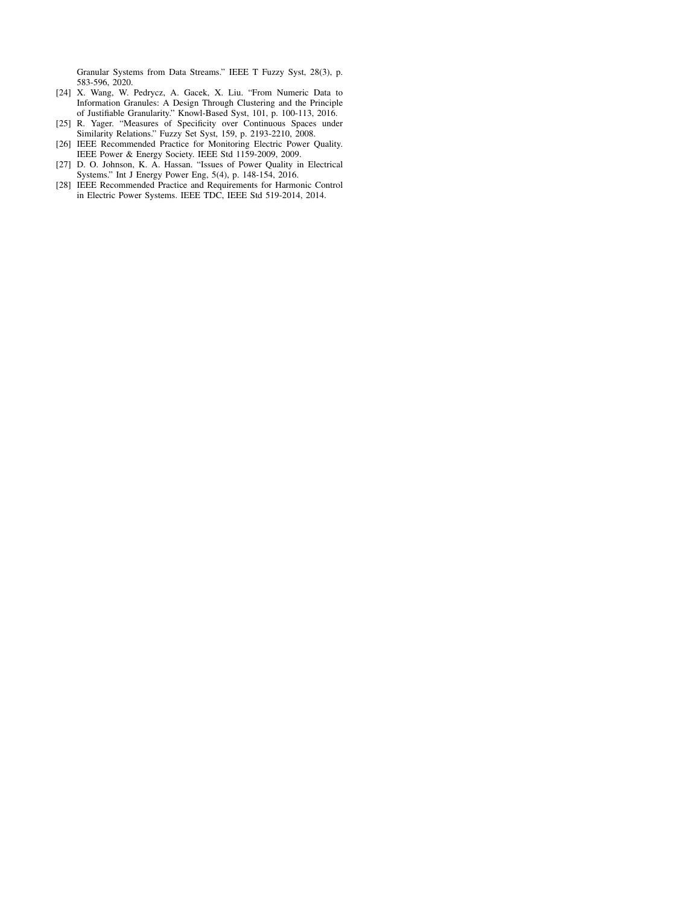Granular Systems from Data Streams." IEEE T Fuzzy Syst, 28(3), p. 583-596, 2020.

[24] X. Wang, W. Pedrycz, A. Gacek, X. Liu. "From Numeric Data to Information Granules: A Design Through Clustering and the Principle of Justifiable Granularity." Knowl-Based Syst, 101, p. 100-113, 2016.

[25] R. Yager. "Measures of Specificity over Continuous Spaces under Similarity Relations." Fuzzy Set Syst, 159, p. 2193-2210, 2008.

[26] IEEE Recommended Practice for Monitoring Electric Power Quality. IEEE Power & Energy Society. IEEE Std 1159-2009, 2009.

[27] D. O. Johnson, K. A. Hassan. "Issues of Power Quality in Electrical Systems." Int J Energy Power Eng, 5(4), p. 148-154, 2016.

[28] IEEE Recommended Practice and Requirements for Harmonic Control in Electric Power Systems. IEEE TDC, IEEE Std 519-2014, 2014.